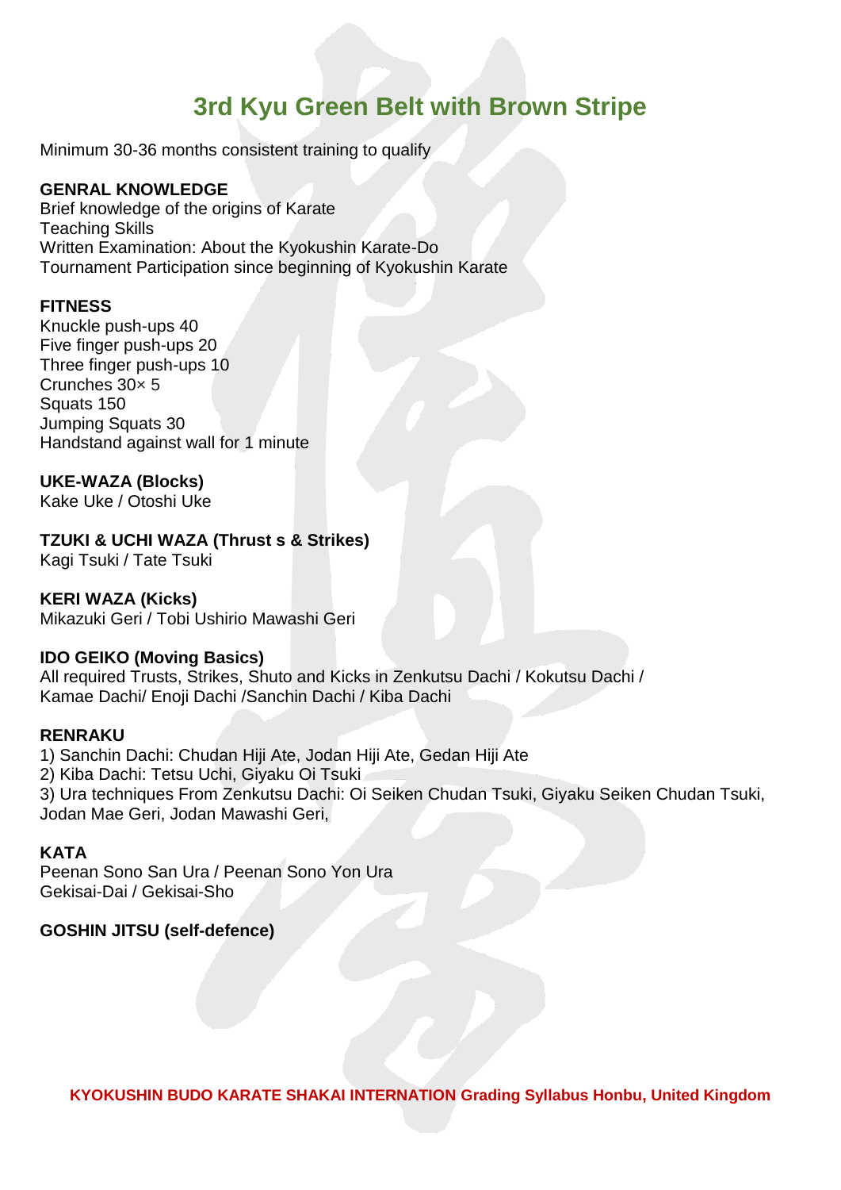# 3rd Kyu Green Belt with Brown Stripe

Minimum 30-36 months consistent training to qualify

**GENRAL KNOWLEDGE**
Brief knowledge of the origins of Karate
Teaching Skills
Written Examination: About the Kyokushin Karate-Do
Tournament Participation since beginning of Kyokushin Karate

**FITNESS**
Knuckle push-ups 40
Five finger push-ups 20
Three finger push-ups 10
Crunches 30× 5
Squats 150
Jumping Squats 30
Handstand against wall for 1 minute

**UKE-WAZA (Blocks)**
Kake Uke / Otoshi Uke

**TZUKI & UCHI WAZA (Thrust s & Strikes)**
Kagi Tsuki / Tate Tsuki

**KERI WAZA (Kicks)**
Mikazuki Geri / Tobi Ushirio Mawashi Geri

**IDO GEIKO (Moving Basics)**
All required Trusts, Strikes, Shuto and Kicks in Zenkutsu Dachi / Kokutsu Dachi / Kamae Dachi/ Enoji Dachi /Sanchin Dachi / Kiba Dachi

**RENRAKU**
1) Sanchin Dachi: Chudan Hiji Ate, Jodan Hiji Ate, Gedan Hiji Ate
2) Kiba Dachi: Tetsu Uchi, Giyaku Oi Tsuki
3) Ura techniques From Zenkutsu Dachi: Oi Seiken Chudan Tsuki, Giyaku Seiken Chudan Tsuki, Jodan Mae Geri, Jodan Mawashi Geri,

**KATA**
Peenan Sono San Ura / Peenan Sono Yon Ura
Gekisai-Dai / Gekisai-Sho

**GOSHIN JITSU (self-defence)**

**KYOKUSHIN BUDO KARATE SHAKAI INTERNATION Grading Syllabus Honbu, United Kingdom**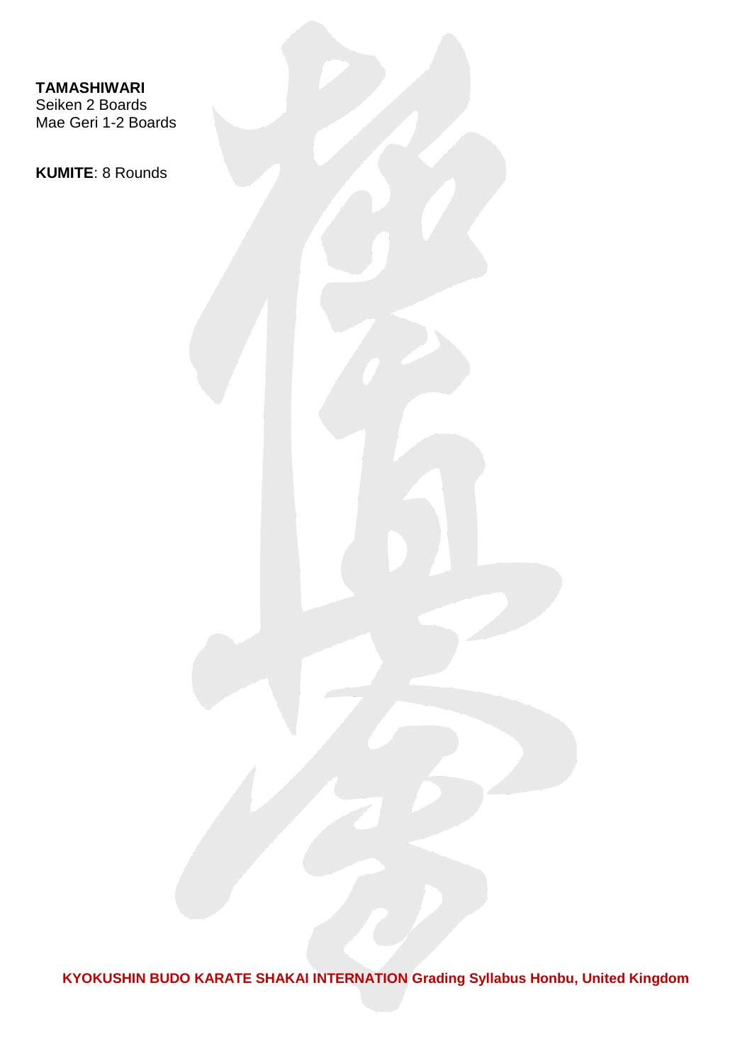**TAMASHIWARI**
Seiken 2 Boards
Mae Geri 1-2 Boards

**KUMITE**: 8 Rounds